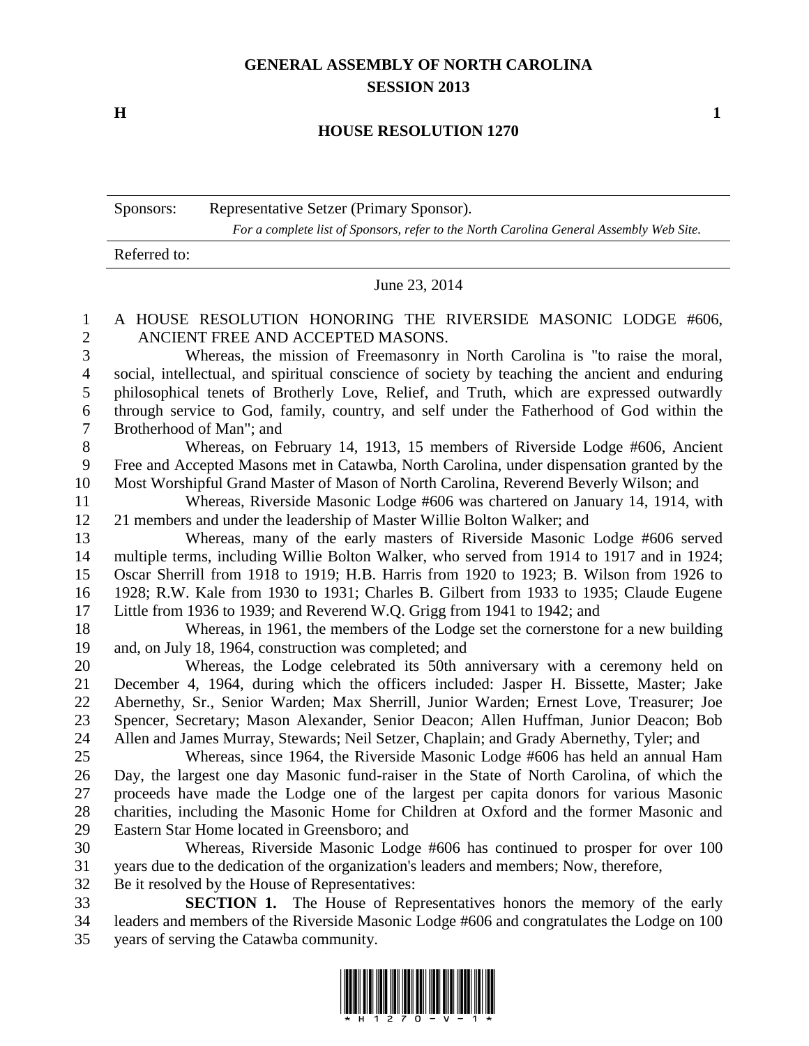# GENERAL ASSEMBLY OF NORTH CAROLINA
## SESSION 2013

**H** **1**

## HOUSE RESOLUTION 1270

Sponsors: Representative Setzer (Primary Sponsor).
*For a complete list of Sponsors, refer to the North Carolina General Assembly Web Site.*

Referred to:

June 23, 2014

A HOUSE RESOLUTION HONORING THE RIVERSIDE MASONIC LODGE #606, ANCIENT FREE AND ACCEPTED MASONS.

Whereas, the mission of Freemasonry in North Carolina is "to raise the moral, social, intellectual, and spiritual conscience of society by teaching the ancient and enduring philosophical tenets of Brotherly Love, Relief, and Truth, which are expressed outwardly through service to God, family, country, and self under the Fatherhood of God within the Brotherhood of Man"; and

Whereas, on February 14, 1913, 15 members of Riverside Lodge #606, Ancient Free and Accepted Masons met in Catawba, North Carolina, under dispensation granted by the Most Worshipful Grand Master of Mason of North Carolina, Reverend Beverly Wilson; and

Whereas, Riverside Masonic Lodge #606 was chartered on January 14, 1914, with 21 members and under the leadership of Master Willie Bolton Walker; and

Whereas, many of the early masters of Riverside Masonic Lodge #606 served multiple terms, including Willie Bolton Walker, who served from 1914 to 1917 and in 1924; Oscar Sherrill from 1918 to 1919; H.B. Harris from 1920 to 1923; B. Wilson from 1926 to 1928; R.W. Kale from 1930 to 1931; Charles B. Gilbert from 1933 to 1935; Claude Eugene Little from 1936 to 1939; and Reverend W.Q. Grigg from 1941 to 1942; and

Whereas, in 1961, the members of the Lodge set the cornerstone for a new building and, on July 18, 1964, construction was completed; and

Whereas, the Lodge celebrated its 50th anniversary with a ceremony held on December 4, 1964, during which the officers included: Jasper H. Bissette, Master; Jake Abernethy, Sr., Senior Warden; Max Sherrill, Junior Warden; Ernest Love, Treasurer; Joe Spencer, Secretary; Mason Alexander, Senior Deacon; Allen Huffman, Junior Deacon; Bob Allen and James Murray, Stewards; Neil Setzer, Chaplain; and Grady Abernethy, Tyler; and

Whereas, since 1964, the Riverside Masonic Lodge #606 has held an annual Ham Day, the largest one day Masonic fund-raiser in the State of North Carolina, of which the proceeds have made the Lodge one of the largest per capita donors for various Masonic charities, including the Masonic Home for Children at Oxford and the former Masonic and Eastern Star Home located in Greensboro; and

Whereas, Riverside Masonic Lodge #606 has continued to prosper for over 100 years due to the dedication of the organization's leaders and members; Now, therefore,

Be it resolved by the House of Representatives:

**SECTION 1.** The House of Representatives honors the memory of the early leaders and members of the Riverside Masonic Lodge #606 and congratulates the Lodge on 100 years of serving the Catawba community.

\* H 1 2 7 0 - V - 1 \*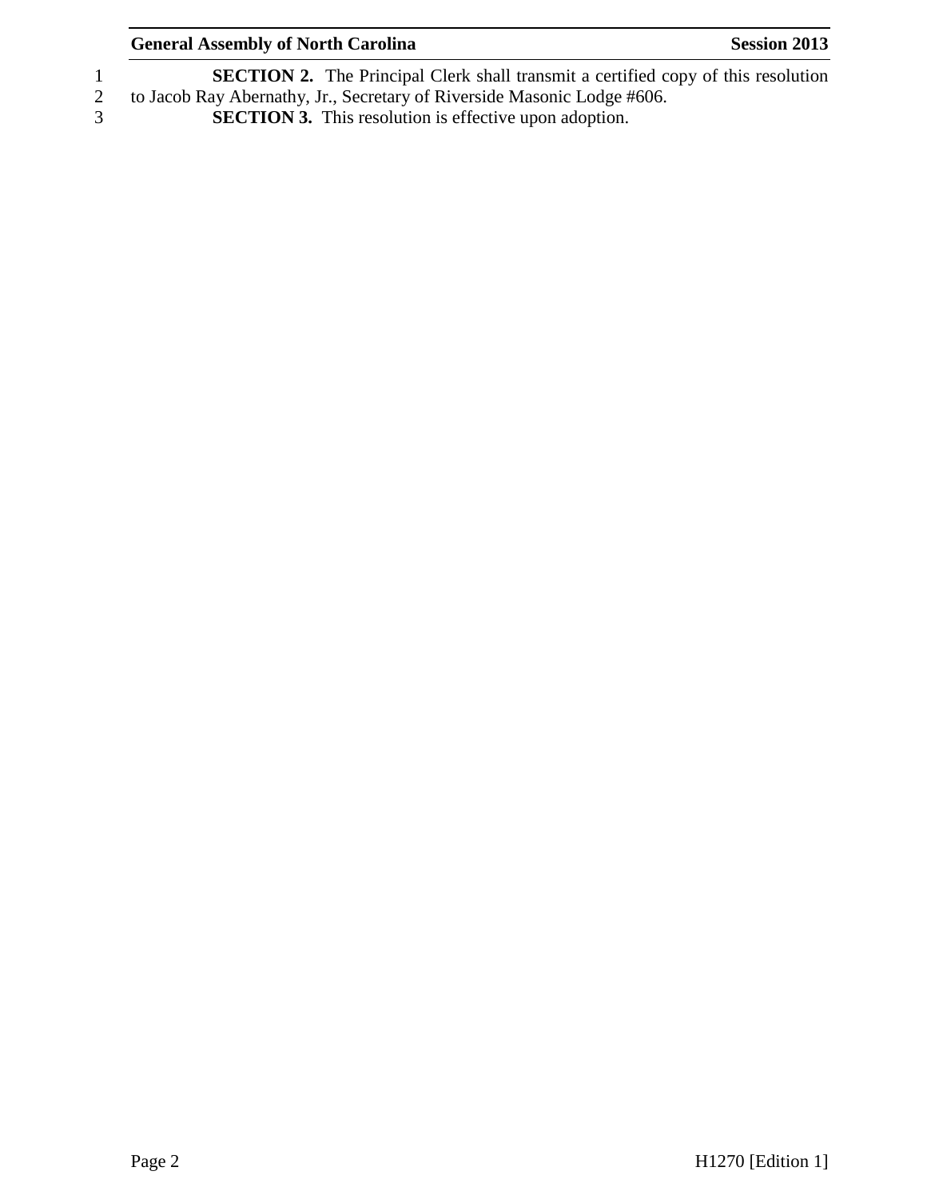**SECTION 2.** The Principal Clerk shall transmit a certified copy of this resolution to Jacob Ray Abernathy, Jr., Secretary of Riverside Masonic Lodge #606.

**SECTION 3.** This resolution is effective upon adoption.